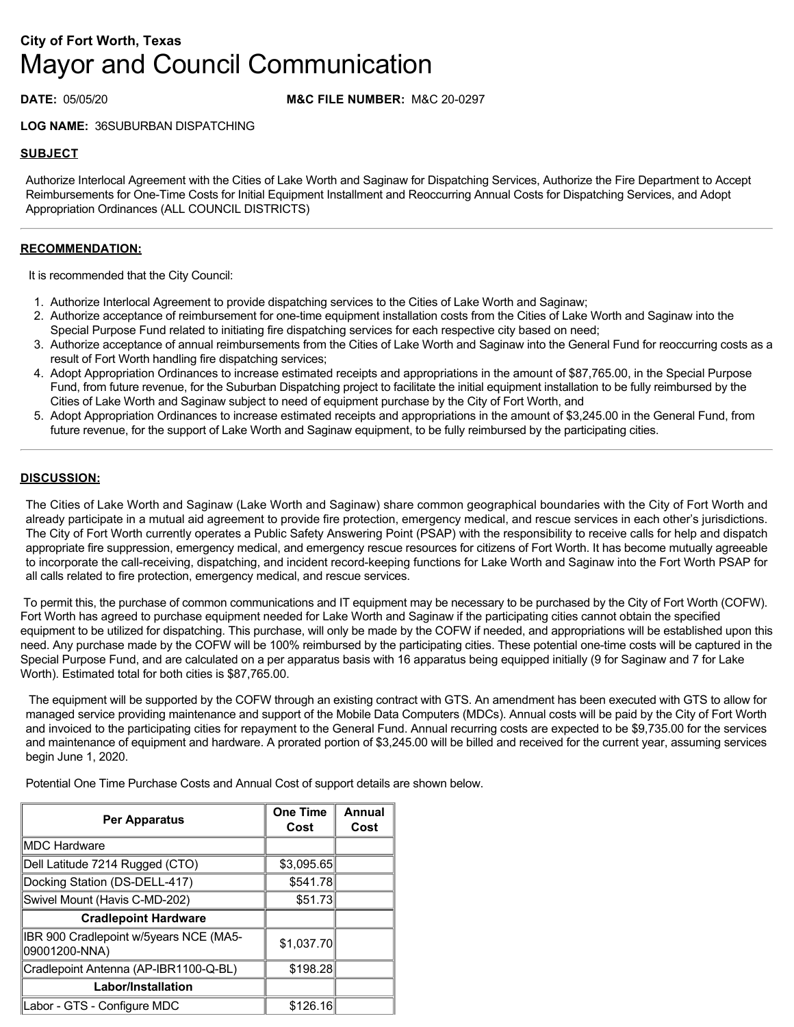**City of Fort Worth, Texas**

# Mayor and Council Communication

**DATE:** 05/05/20 **M&C FILE NUMBER:** M&C 20-0297

**LOG NAME:** 36SUBURBAN DISPATCHING

## SUBJECT

Authorize Interlocal Agreement with the Cities of Lake Worth and Saginaw for Dispatching Services, Authorize the Fire Department to Accept Reimbursements for One-Time Costs for Initial Equipment Installment and Reoccurring Annual Costs for Dispatching Services, and Adopt Appropriation Ordinances (ALL COUNCIL DISTRICTS)

## RECOMMENDATION:

It is recommended that the City Council:

1. Authorize Interlocal Agreement to provide dispatching services to the Cities of Lake Worth and Saginaw;
2. Authorize acceptance of reimbursement for one-time equipment installation costs from the Cities of Lake Worth and Saginaw into the Special Purpose Fund related to initiating fire dispatching services for each respective city based on need;
3. Authorize acceptance of annual reimbursements from the Cities of Lake Worth and Saginaw into the General Fund for reoccurring costs as a result of Fort Worth handling fire dispatching services;
4. Adopt Appropriation Ordinances to increase estimated receipts and appropriations in the amount of $87,765.00, in the Special Purpose Fund, from future revenue, for the Suburban Dispatching project to facilitate the initial equipment installation to be fully reimbursed by the Cities of Lake Worth and Saginaw subject to need of equipment purchase by the City of Fort Worth, and
5. Adopt Appropriation Ordinances to increase estimated receipts and appropriations in the amount of $3,245.00 in the General Fund, from future revenue, for the support of Lake Worth and Saginaw equipment, to be fully reimbursed by the participating cities.

## DISCUSSION:

The Cities of Lake Worth and Saginaw (Lake Worth and Saginaw) share common geographical boundaries with the City of Fort Worth and already participate in a mutual aid agreement to provide fire protection, emergency medical, and rescue services in each other's jurisdictions. The City of Fort Worth currently operates a Public Safety Answering Point (PSAP) with the responsibility to receive calls for help and dispatch appropriate fire suppression, emergency medical, and emergency rescue resources for citizens of Fort Worth. It has become mutually agreeable to incorporate the call-receiving, dispatching, and incident record-keeping functions for Lake Worth and Saginaw into the Fort Worth PSAP for all calls related to fire protection, emergency medical, and rescue services.

To permit this, the purchase of common communications and IT equipment may be necessary to be purchased by the City of Fort Worth (COFW). Fort Worth has agreed to purchase equipment needed for Lake Worth and Saginaw if the participating cities cannot obtain the specified equipment to be utilized for dispatching. This purchase, will only be made by the COFW if needed, and appropriations will be established upon this need. Any purchase made by the COFW will be 100% reimbursed by the participating cities. These potential one-time costs will be captured in the Special Purpose Fund, and are calculated on a per apparatus basis with 16 apparatus being equipped initially (9 for Saginaw and 7 for Lake Worth). Estimated total for both cities is $87,765.00.

The equipment will be supported by the COFW through an existing contract with GTS. An amendment has been executed with GTS to allow for managed service providing maintenance and support of the Mobile Data Computers (MDCs). Annual costs will be paid by the City of Fort Worth and invoiced to the participating cities for repayment to the General Fund. Annual recurring costs are expected to be $9,735.00 for the services and maintenance of equipment and hardware. A prorated portion of $3,245.00 will be billed and received for the current year, assuming services begin June 1, 2020.

Potential One Time Purchase Costs and Annual Cost of support details are shown below.

| Per Apparatus | One Time Cost | Annual Cost |
|---|---|---|
| MDC Hardware | | |
| Dell Latitude 7214 Rugged (CTO) | $3,095.65 | |
| Docking Station (DS-DELL-417) | $541.78 | |
| Swivel Mount (Havis C-MD-202) | $51.73 | |
| **Cradlepoint Hardware** | | |
| IBR 900 Cradlepoint w/5years NCE (MA5-09001200-NNA) | $1,037.70 | |
| Cradlepoint Antenna (AP-IBR1100-Q-BL) | $198.28 | |
| **Labor/Installation** | | |
| Labor - GTS - Configure MDC | $126.16 | |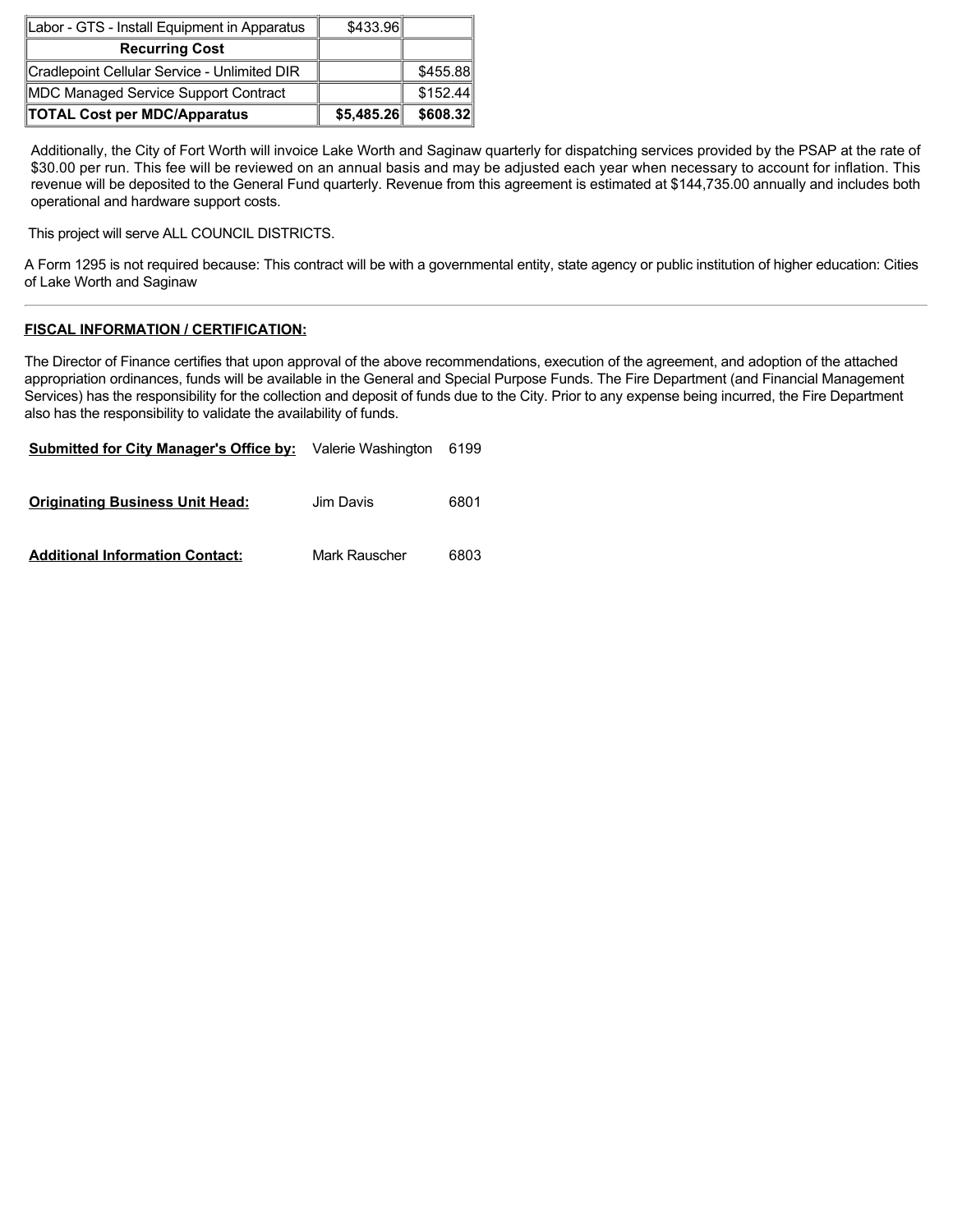| | | |
|---|---|---|
| Labor - GTS - Install Equipment in Apparatus | $433.96 | |
| **Recurring Cost** | | |
| Cradlepoint Cellular Service - Unlimited DIR | | $455.88 |
| MDC Managed Service Support Contract | | $152.44 |
| **TOTAL Cost per MDC/Apparatus** | **$5,485.26** | **$608.32** |

Additionally, the City of Fort Worth will invoice Lake Worth and Saginaw quarterly for dispatching services provided by the PSAP at the rate of $30.00 per run. This fee will be reviewed on an annual basis and may be adjusted each year when necessary to account for inflation. This revenue will be deposited to the General Fund quarterly. Revenue from this agreement is estimated at $144,735.00 annually and includes both operational and hardware support costs.

This project will serve ALL COUNCIL DISTRICTS.

A Form 1295 is not required because: This contract will be with a governmental entity, state agency or public institution of higher education: Cities of Lake Worth and Saginaw

---

**FISCAL INFORMATION / CERTIFICATION:**

The Director of Finance certifies that upon approval of the above recommendations, execution of the agreement, and adoption of the attached appropriation ordinances, funds will be available in the General and Special Purpose Funds. The Fire Department (and Financial Management Services) has the responsibility for the collection and deposit of funds due to the City. Prior to any expense being incurred, the Fire Department also has the responsibility to validate the availability of funds.

**Submitted for City Manager's Office by:** Valerie Washington 6199

**Originating Business Unit Head:** Jim Davis 6801

**Additional Information Contact:** Mark Rauscher 6803